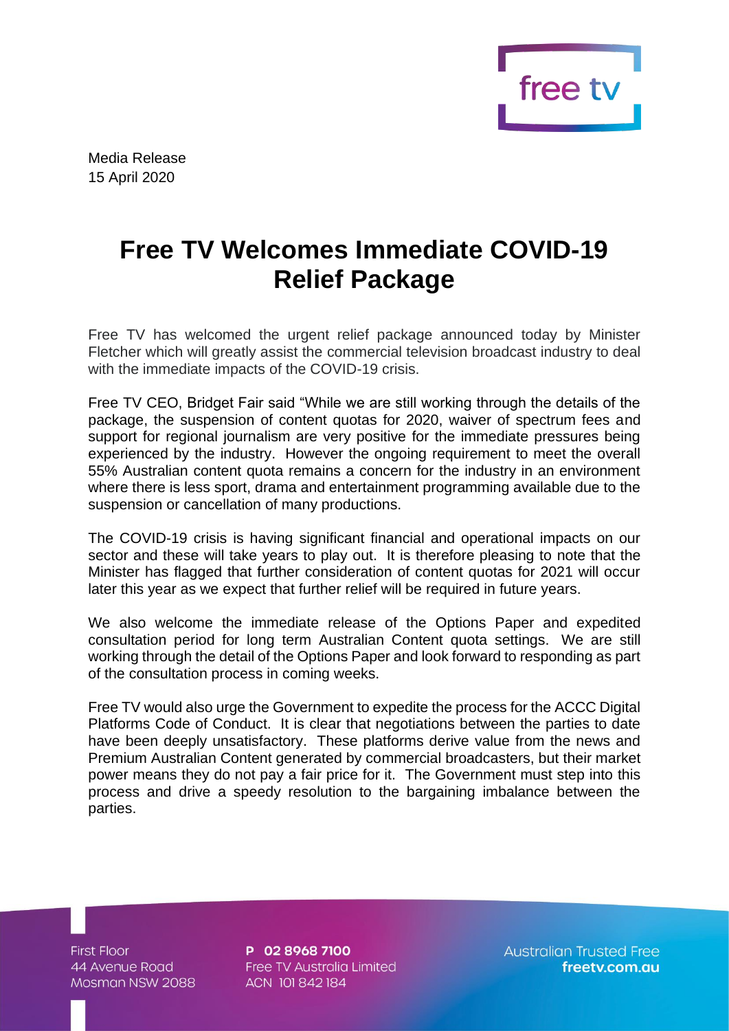Media Release
15 April 2020

# Free TV Welcomes Immediate COVID-19 Relief Package

Free TV has welcomed the urgent relief package announced today by Minister Fletcher which will greatly assist the commercial television broadcast industry to deal with the immediate impacts of the COVID-19 crisis.

Free TV CEO, Bridget Fair said "While we are still working through the details of the package, the suspension of content quotas for 2020, waiver of spectrum fees and support for regional journalism are very positive for the immediate pressures being experienced by the industry. However the ongoing requirement to meet the overall 55% Australian content quota remains a concern for the industry in an environment where there is less sport, drama and entertainment programming available due to the suspension or cancellation of many productions.

The COVID-19 crisis is having significant financial and operational impacts on our sector and these will take years to play out. It is therefore pleasing to note that the Minister has flagged that further consideration of content quotas for 2021 will occur later this year as we expect that further relief will be required in future years.

We also welcome the immediate release of the Options Paper and expedited consultation period for long term Australian Content quota settings. We are still working through the detail of the Options Paper and look forward to responding as part of the consultation process in coming weeks.

Free TV would also urge the Government to expedite the process for the ACCC Digital Platforms Code of Conduct. It is clear that negotiations between the parties to date have been deeply unsatisfactory. These platforms derive value from the news and Premium Australian Content generated by commercial broadcasters, but their market power means they do not pay a fair price for it. The Government must step into this process and drive a speedy resolution to the bargaining imbalance between the parties.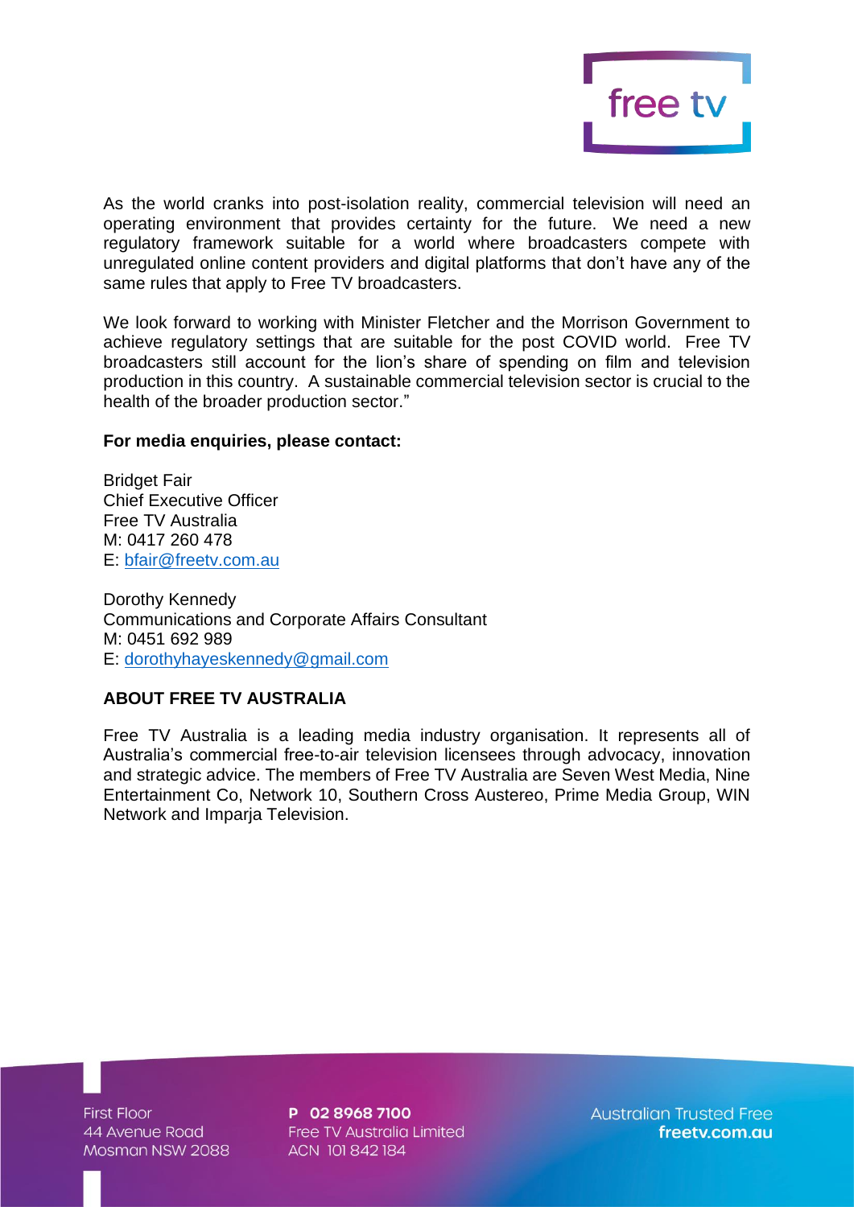As the world cranks into post-isolation reality, commercial television will need an operating environment that provides certainty for the future. We need a new regulatory framework suitable for a world where broadcasters compete with unregulated online content providers and digital platforms that don't have any of the same rules that apply to Free TV broadcasters.

We look forward to working with Minister Fletcher and the Morrison Government to achieve regulatory settings that are suitable for the post COVID world. Free TV broadcasters still account for the lion's share of spending on film and television production in this country. A sustainable commercial television sector is crucial to the health of the broader production sector."

**For media enquiries, please contact:**

Bridget Fair
Chief Executive Officer
Free TV Australia
M: 0417 260 478
E: bfair@freetv.com.au

Dorothy Kennedy
Communications and Corporate Affairs Consultant
M: 0451 692 989
E: dorothyhayeskennedy@gmail.com

**ABOUT FREE TV AUSTRALIA**

Free TV Australia is a leading media industry organisation. It represents all of Australia's commercial free-to-air television licensees through advocacy, innovation and strategic advice. The members of Free TV Australia are Seven West Media, Nine Entertainment Co, Network 10, Southern Cross Austereo, Prime Media Group, WIN Network and Imparja Television.